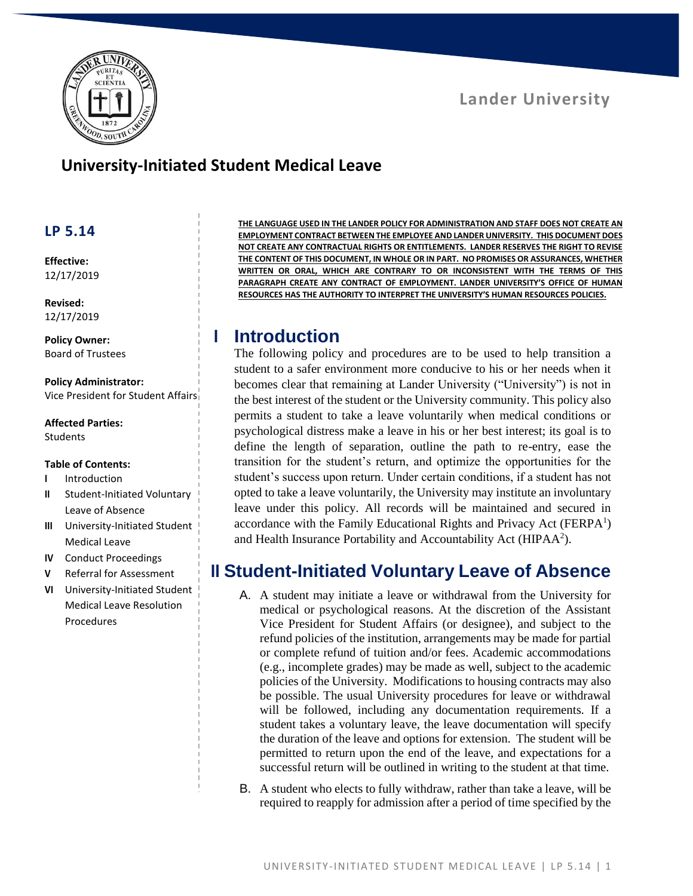Lander University

# University-Initiated Student Medical Leave

**LP 5.14**

**Effective:**
12/17/2019

**Revised:**
12/17/2019

**Policy Owner:**
Board of Trustees

**Policy Administrator:**
Vice President for Student Affairs

**Affected Parties:**
Students

**Table of Contents:**

- **I** Introduction
- **II** Student-Initiated Voluntary Leave of Absence
- **III** University-Initiated Student Medical Leave
- **IV** Conduct Proceedings
- **V** Referral for Assessment
- **VI** University-Initiated Student Medical Leave Resolution Procedures

**THE LANGUAGE USED IN THE LANDER POLICY FOR ADMINISTRATION AND STAFF DOES NOT CREATE AN EMPLOYMENT CONTRACT BETWEEN THE EMPLOYEE AND LANDER UNIVERSITY. THIS DOCUMENT DOES NOT CREATE ANY CONTRACTUAL RIGHTS OR ENTITLEMENTS. LANDER RESERVES THE RIGHT TO REVISE THE CONTENT OF THIS DOCUMENT, IN WHOLE OR IN PART. NO PROMISES OR ASSURANCES, WHETHER WRITTEN OR ORAL, WHICH ARE CONTRARY TO OR INCONSISTENT WITH THE TERMS OF THIS PARAGRAPH CREATE ANY CONTRACT OF EMPLOYMENT. LANDER UNIVERSITY'S OFFICE OF HUMAN RESOURCES HAS THE AUTHORITY TO INTERPRET THE UNIVERSITY'S HUMAN RESOURCES POLICIES.**

## I Introduction

The following policy and procedures are to be used to help transition a student to a safer environment more conducive to his or her needs when it becomes clear that remaining at Lander University ("University") is not in the best interest of the student or the University community. This policy also permits a student to take a leave voluntarily when medical conditions or psychological distress make a leave in his or her best interest; its goal is to define the length of separation, outline the path to re-entry, ease the transition for the student's return, and optimize the opportunities for the student's success upon return. Under certain conditions, if a student has not opted to take a leave voluntarily, the University may institute an involuntary leave under this policy. All records will be maintained and secured in accordance with the Family Educational Rights and Privacy Act (FERPA[1]) and Health Insurance Portability and Accountability Act (HIPAA[2]).

## II Student-Initiated Voluntary Leave of Absence

A. A student may initiate a leave or withdrawal from the University for medical or psychological reasons. At the discretion of the Assistant Vice President for Student Affairs (or designee), and subject to the refund policies of the institution, arrangements may be made for partial or complete refund of tuition and/or fees. Academic accommodations (e.g., incomplete grades) may be made as well, subject to the academic policies of the University. Modifications to housing contracts may also be possible. The usual University procedures for leave or withdrawal will be followed, including any documentation requirements. If a student takes a voluntary leave, the leave documentation will specify the duration of the leave and options for extension. The student will be permitted to return upon the end of the leave, and expectations for a successful return will be outlined in writing to the student at that time.

B. A student who elects to fully withdraw, rather than take a leave, will be required to reapply for admission after a period of time specified by the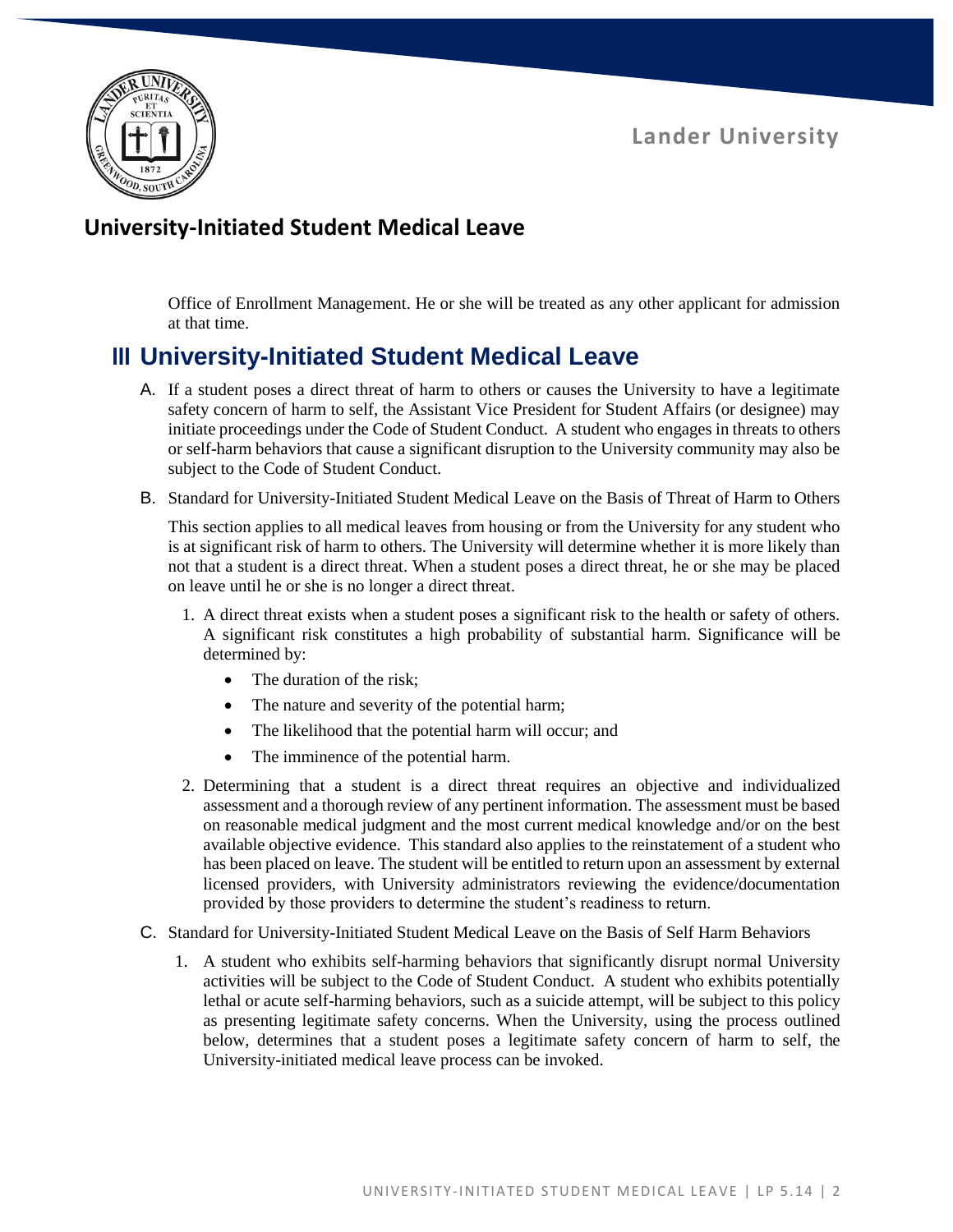Office of Enrollment Management. He or she will be treated as any other applicant for admission at that time.

## III University-Initiated Student Medical Leave

A. If a student poses a direct threat of harm to others or causes the University to have a legitimate safety concern of harm to self, the Assistant Vice President for Student Affairs (or designee) may initiate proceedings under the Code of Student Conduct. A student who engages in threats to others or self-harm behaviors that cause a significant disruption to the University community may also be subject to the Code of Student Conduct.

B. Standard for University-Initiated Student Medical Leave on the Basis of Threat of Harm to Others

This section applies to all medical leaves from housing or from the University for any student who is at significant risk of harm to others. The University will determine whether it is more likely than not that a student is a direct threat. When a student poses a direct threat, he or she may be placed on leave until he or she is no longer a direct threat.

1. A direct threat exists when a student poses a significant risk to the health or safety of others. A significant risk constitutes a high probability of substantial harm. Significance will be determined by:
   - The duration of the risk;
   - The nature and severity of the potential harm;
   - The likelihood that the potential harm will occur; and
   - The imminence of the potential harm.
2. Determining that a student is a direct threat requires an objective and individualized assessment and a thorough review of any pertinent information. The assessment must be based on reasonable medical judgment and the most current medical knowledge and/or on the best available objective evidence. This standard also applies to the reinstatement of a student who has been placed on leave. The student will be entitled to return upon an assessment by external licensed providers, with University administrators reviewing the evidence/documentation provided by those providers to determine the student's readiness to return.

C. Standard for University-Initiated Student Medical Leave on the Basis of Self Harm Behaviors

1. A student who exhibits self-harming behaviors that significantly disrupt normal University activities will be subject to the Code of Student Conduct. A student who exhibits potentially lethal or acute self-harming behaviors, such as a suicide attempt, will be subject to this policy as presenting legitimate safety concerns. When the University, using the process outlined below, determines that a student poses a legitimate safety concern of harm to self, the University-initiated medical leave process can be invoked.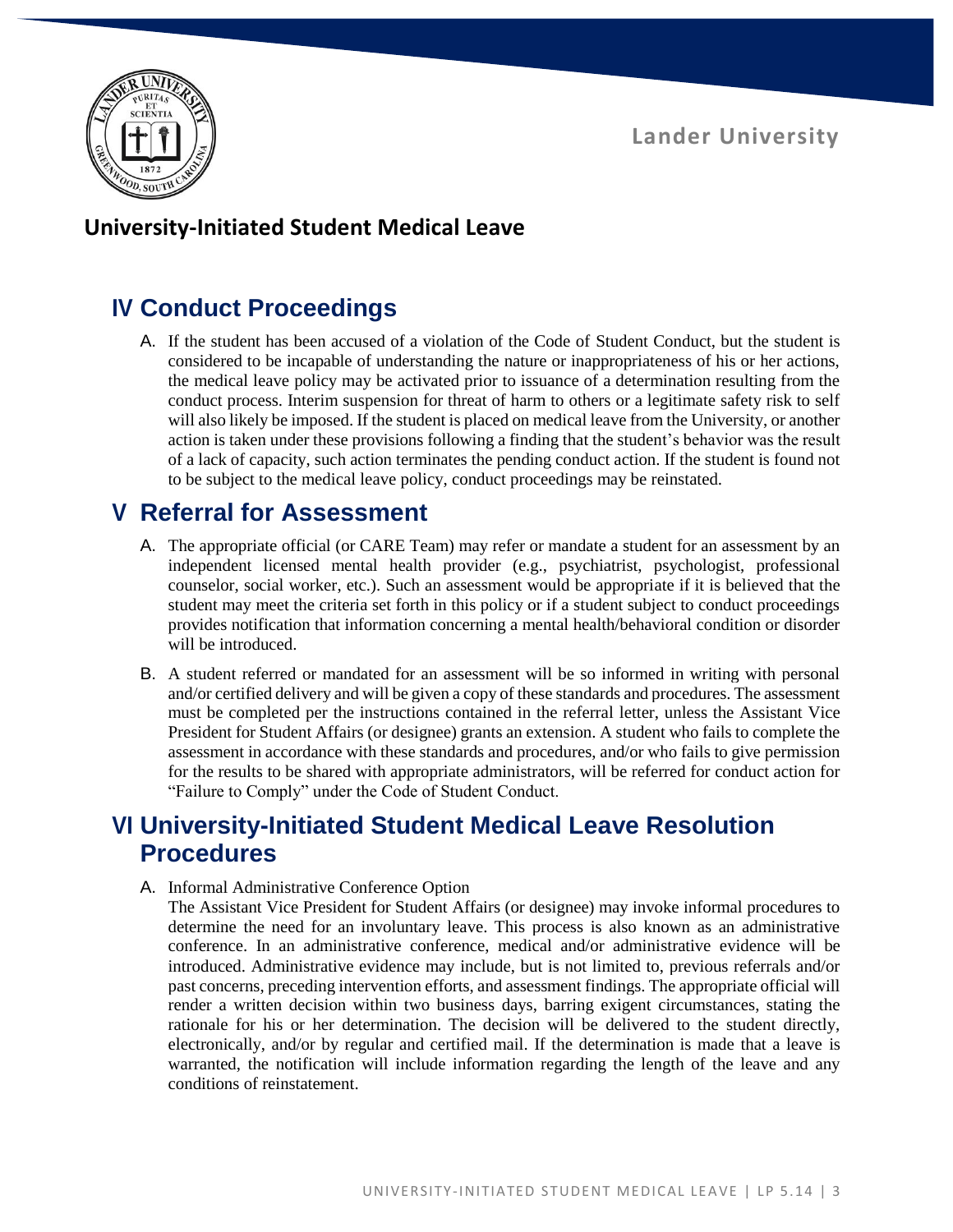## IV Conduct Proceedings

A. If the student has been accused of a violation of the Code of Student Conduct, but the student is considered to be incapable of understanding the nature or inappropriateness of his or her actions, the medical leave policy may be activated prior to issuance of a determination resulting from the conduct process. Interim suspension for threat of harm to others or a legitimate safety risk to self will also likely be imposed. If the student is placed on medical leave from the University, or another action is taken under these provisions following a finding that the student's behavior was the result of a lack of capacity, such action terminates the pending conduct action. If the student is found not to be subject to the medical leave policy, conduct proceedings may be reinstated.

## V Referral for Assessment

A. The appropriate official (or CARE Team) may refer or mandate a student for an assessment by an independent licensed mental health provider (e.g., psychiatrist, psychologist, professional counselor, social worker, etc.). Such an assessment would be appropriate if it is believed that the student may meet the criteria set forth in this policy or if a student subject to conduct proceedings provides notification that information concerning a mental health/behavioral condition or disorder will be introduced.

B. A student referred or mandated for an assessment will be so informed in writing with personal and/or certified delivery and will be given a copy of these standards and procedures. The assessment must be completed per the instructions contained in the referral letter, unless the Assistant Vice President for Student Affairs (or designee) grants an extension. A student who fails to complete the assessment in accordance with these standards and procedures, and/or who fails to give permission for the results to be shared with appropriate administrators, will be referred for conduct action for "Failure to Comply" under the Code of Student Conduct.

## VI University-Initiated Student Medical Leave Resolution Procedures

A. Informal Administrative Conference Option

The Assistant Vice President for Student Affairs (or designee) may invoke informal procedures to determine the need for an involuntary leave. This process is also known as an administrative conference. In an administrative conference, medical and/or administrative evidence will be introduced. Administrative evidence may include, but is not limited to, previous referrals and/or past concerns, preceding intervention efforts, and assessment findings. The appropriate official will render a written decision within two business days, barring exigent circumstances, stating the rationale for his or her determination. The decision will be delivered to the student directly, electronically, and/or by regular and certified mail. If the determination is made that a leave is warranted, the notification will include information regarding the length of the leave and any conditions of reinstatement.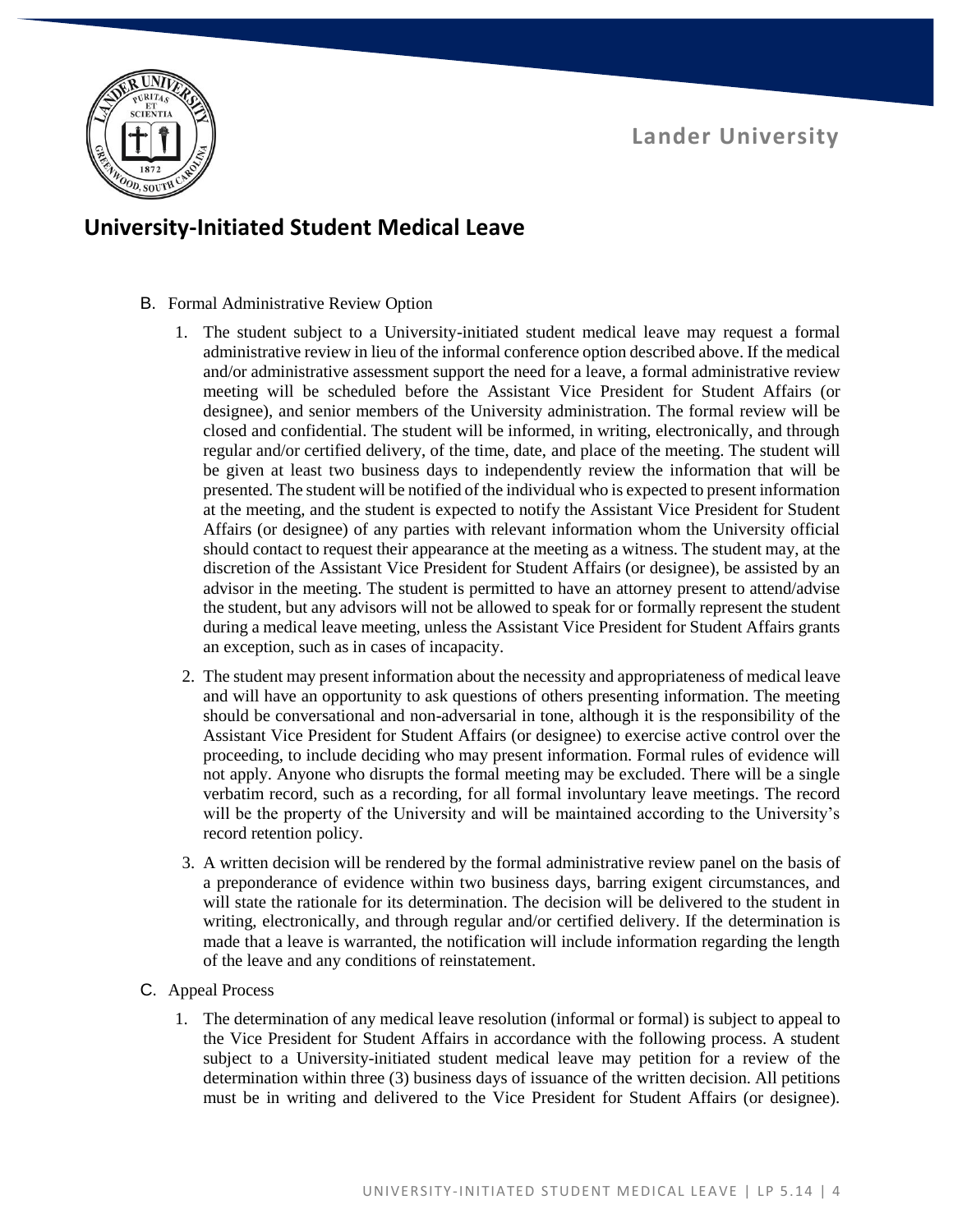B. Formal Administrative Review Option

1. The student subject to a University-initiated student medical leave may request a formal administrative review in lieu of the informal conference option described above. If the medical and/or administrative assessment support the need for a leave, a formal administrative review meeting will be scheduled before the Assistant Vice President for Student Affairs (or designee), and senior members of the University administration. The formal review will be closed and confidential. The student will be informed, in writing, electronically, and through regular and/or certified delivery, of the time, date, and place of the meeting. The student will be given at least two business days to independently review the information that will be presented. The student will be notified of the individual who is expected to present information at the meeting, and the student is expected to notify the Assistant Vice President for Student Affairs (or designee) of any parties with relevant information whom the University official should contact to request their appearance at the meeting as a witness. The student may, at the discretion of the Assistant Vice President for Student Affairs (or designee), be assisted by an advisor in the meeting. The student is permitted to have an attorney present to attend/advise the student, but any advisors will not be allowed to speak for or formally represent the student during a medical leave meeting, unless the Assistant Vice President for Student Affairs grants an exception, such as in cases of incapacity.
2. The student may present information about the necessity and appropriateness of medical leave and will have an opportunity to ask questions of others presenting information. The meeting should be conversational and non-adversarial in tone, although it is the responsibility of the Assistant Vice President for Student Affairs (or designee) to exercise active control over the proceeding, to include deciding who may present information. Formal rules of evidence will not apply. Anyone who disrupts the formal meeting may be excluded. There will be a single verbatim record, such as a recording, for all formal involuntary leave meetings. The record will be the property of the University and will be maintained according to the University's record retention policy.
3. A written decision will be rendered by the formal administrative review panel on the basis of a preponderance of evidence within two business days, barring exigent circumstances, and will state the rationale for its determination. The decision will be delivered to the student in writing, electronically, and through regular and/or certified delivery. If the determination is made that a leave is warranted, the notification will include information regarding the length of the leave and any conditions of reinstatement.

C. Appeal Process

1. The determination of any medical leave resolution (informal or formal) is subject to appeal to the Vice President for Student Affairs in accordance with the following process. A student subject to a University-initiated student medical leave may petition for a review of the determination within three (3) business days of issuance of the written decision. All petitions must be in writing and delivered to the Vice President for Student Affairs (or designee).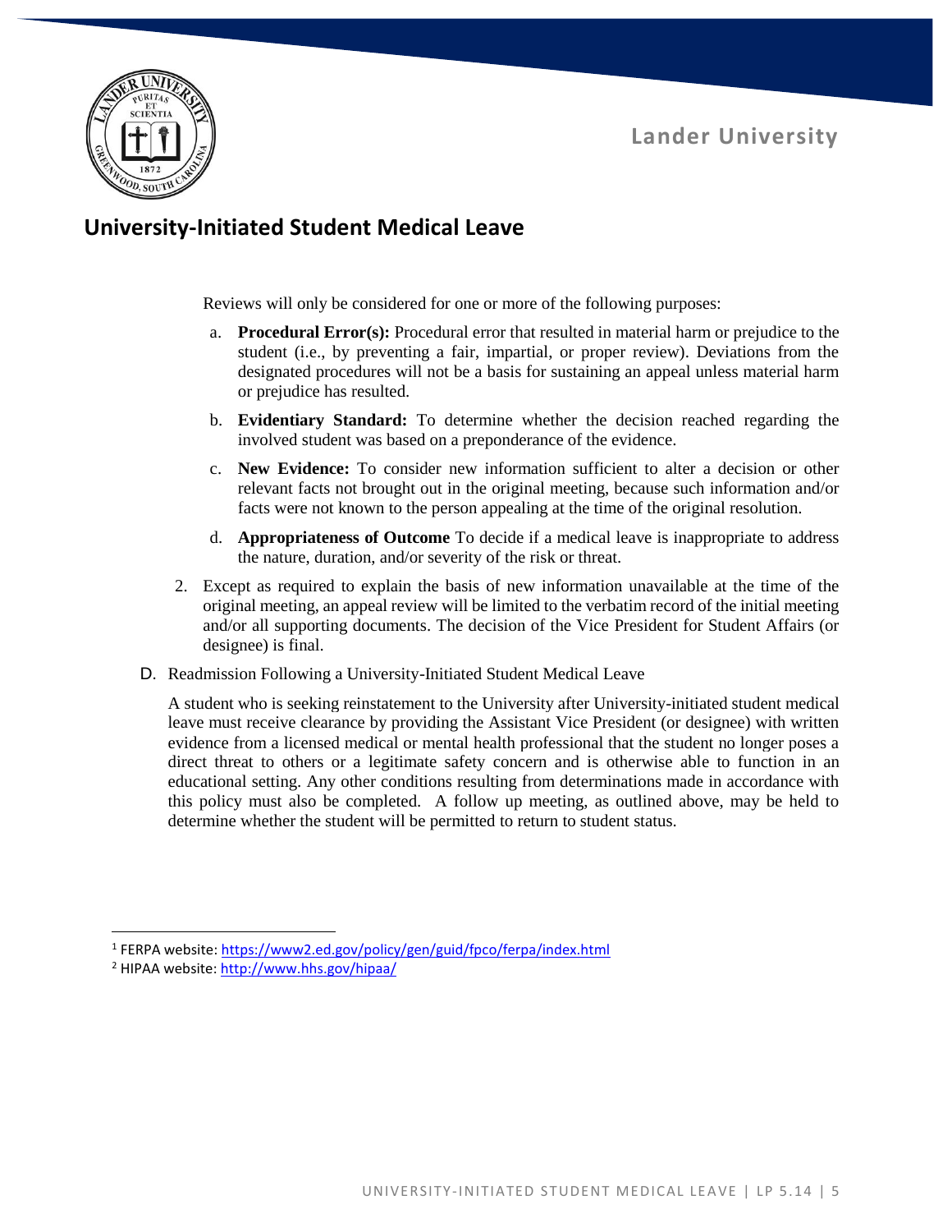Reviews will only be considered for one or more of the following purposes:

a. **Procedural Error(s):** Procedural error that resulted in material harm or prejudice to the student (i.e., by preventing a fair, impartial, or proper review). Deviations from the designated procedures will not be a basis for sustaining an appeal unless material harm or prejudice has resulted.

b. **Evidentiary Standard:** To determine whether the decision reached regarding the involved student was based on a preponderance of the evidence.

c. **New Evidence:** To consider new information sufficient to alter a decision or other relevant facts not brought out in the original meeting, because such information and/or facts were not known to the person appealing at the time of the original resolution.

d. **Appropriateness of Outcome** To decide if a medical leave is inappropriate to address the nature, duration, and/or severity of the risk or threat.

2. Except as required to explain the basis of new information unavailable at the time of the original meeting, an appeal review will be limited to the verbatim record of the initial meeting and/or all supporting documents. The decision of the Vice President for Student Affairs (or designee) is final.

D. Readmission Following a University-Initiated Student Medical Leave

A student who is seeking reinstatement to the University after University-initiated student medical leave must receive clearance by providing the Assistant Vice President (or designee) with written evidence from a licensed medical or mental health professional that the student no longer poses a direct threat to others or a legitimate safety concern and is otherwise able to function in an educational setting. Any other conditions resulting from determinations made in accordance with this policy must also be completed. A follow up meeting, as outlined above, may be held to determine whether the student will be permitted to return to student status.

---

[1] FERPA website: https://www2.ed.gov/policy/gen/guid/fpco/ferpa/index.html

[2] HIPAA website: http://www.hhs.gov/hipaa/